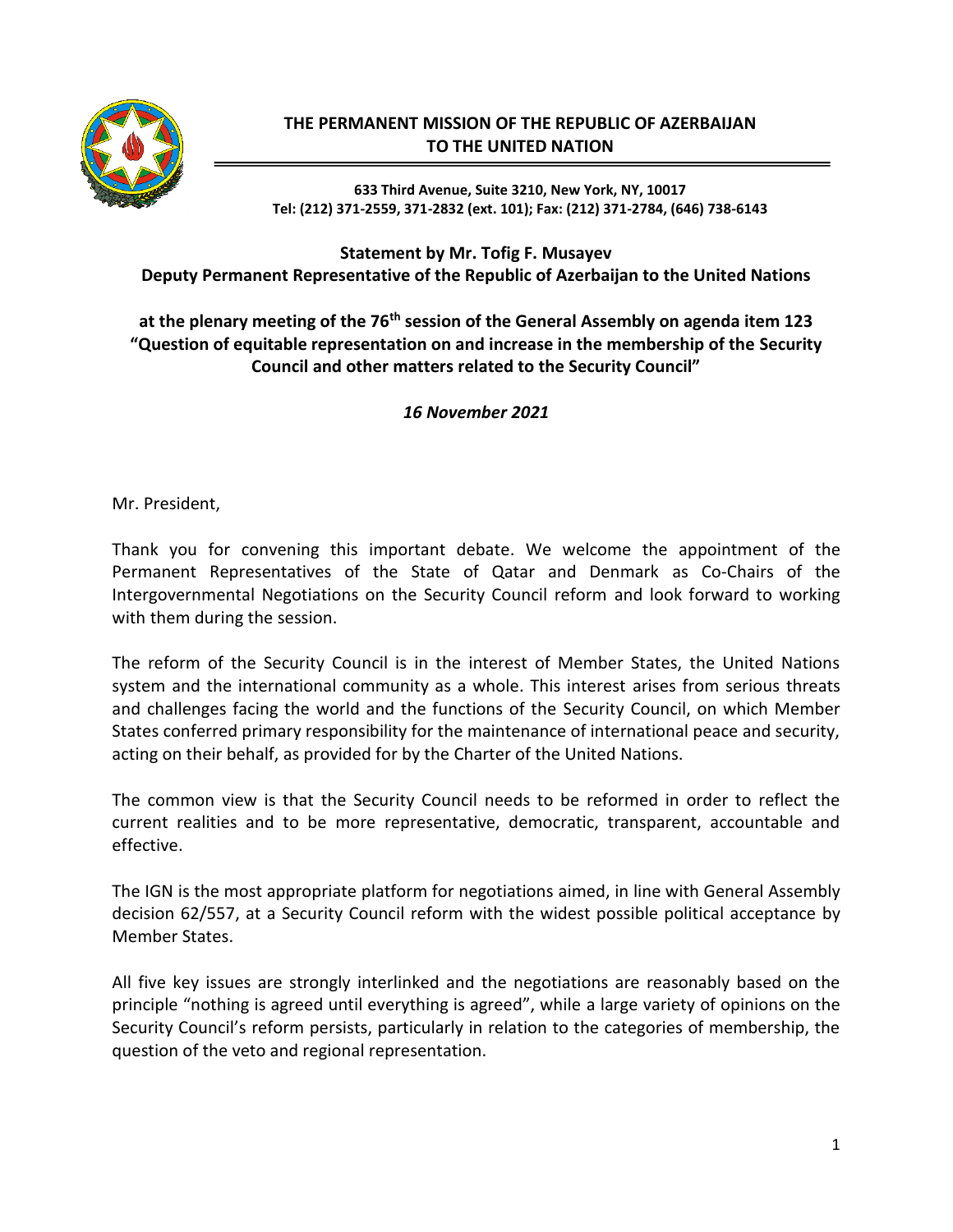**THE PERMANENT MISSION OF THE REPUBLIC OF AZERBAIJAN TO THE UNITED NATION**

**633 Third Avenue, Suite 3210, New York, NY, 10017**
**Tel: (212) 371-2559, 371-2832 (ext. 101); Fax: (212) 371-2784, (646) 738-6143**

**Statement by Mr. Tofig F. Musayev**
**Deputy Permanent Representative of the Republic of Azerbaijan to the United Nations**

**at the plenary meeting of the 76th session of the General Assembly on agenda item 123 "Question of equitable representation on and increase in the membership of the Security Council and other matters related to the Security Council"**

***16 November 2021***

Mr. President,

Thank you for convening this important debate. We welcome the appointment of the Permanent Representatives of the State of Qatar and Denmark as Co-Chairs of the Intergovernmental Negotiations on the Security Council reform and look forward to working with them during the session.

The reform of the Security Council is in the interest of Member States, the United Nations system and the international community as a whole. This interest arises from serious threats and challenges facing the world and the functions of the Security Council, on which Member States conferred primary responsibility for the maintenance of international peace and security, acting on their behalf, as provided for by the Charter of the United Nations.

The common view is that the Security Council needs to be reformed in order to reflect the current realities and to be more representative, democratic, transparent, accountable and effective.

The IGN is the most appropriate platform for negotiations aimed, in line with General Assembly decision 62/557, at a Security Council reform with the widest possible political acceptance by Member States.

All five key issues are strongly interlinked and the negotiations are reasonably based on the principle "nothing is agreed until everything is agreed", while a large variety of opinions on the Security Council's reform persists, particularly in relation to the categories of membership, the question of the veto and regional representation.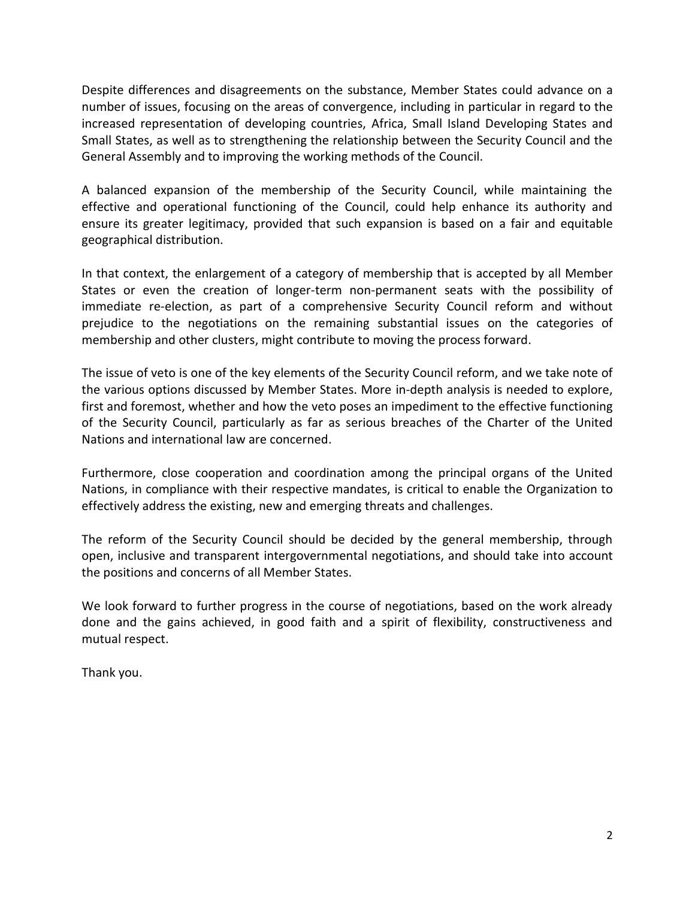Despite differences and disagreements on the substance, Member States could advance on a number of issues, focusing on the areas of convergence, including in particular in regard to the increased representation of developing countries, Africa, Small Island Developing States and Small States, as well as to strengthening the relationship between the Security Council and the General Assembly and to improving the working methods of the Council.

A balanced expansion of the membership of the Security Council, while maintaining the effective and operational functioning of the Council, could help enhance its authority and ensure its greater legitimacy, provided that such expansion is based on a fair and equitable geographical distribution.

In that context, the enlargement of a category of membership that is accepted by all Member States or even the creation of longer-term non-permanent seats with the possibility of immediate re-election, as part of a comprehensive Security Council reform and without prejudice to the negotiations on the remaining substantial issues on the categories of membership and other clusters, might contribute to moving the process forward.

The issue of veto is one of the key elements of the Security Council reform, and we take note of the various options discussed by Member States. More in-depth analysis is needed to explore, first and foremost, whether and how the veto poses an impediment to the effective functioning of the Security Council, particularly as far as serious breaches of the Charter of the United Nations and international law are concerned.

Furthermore, close cooperation and coordination among the principal organs of the United Nations, in compliance with their respective mandates, is critical to enable the Organization to effectively address the existing, new and emerging threats and challenges.

The reform of the Security Council should be decided by the general membership, through open, inclusive and transparent intergovernmental negotiations, and should take into account the positions and concerns of all Member States.

We look forward to further progress in the course of negotiations, based on the work already done and the gains achieved, in good faith and a spirit of flexibility, constructiveness and mutual respect.

Thank you.